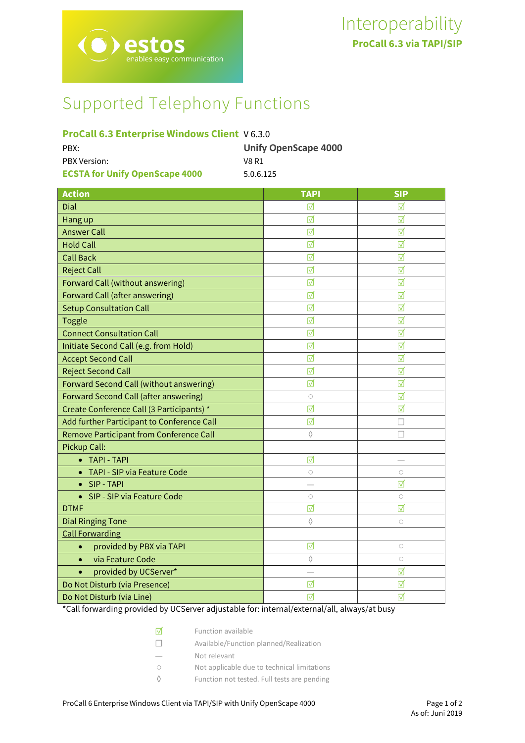# Interoperability

**ProCall 6.3 via TAPI/SIP**

## Supported Telephony Functions

| **ProCall 6.3 Enterprise Windows Client** | V 6.3.0 |
|---|---|
| PBX: | **Unify OpenScape 4000** |
| PBX Version: | V8 R1 |
| **ECSTA for Unify OpenScape 4000** | 5.0.6.125 |

| Action | TAPI | SIP |
|---|---|---|
| Dial | ☑ | ☑ |
| Hang up | ☑ | ☑ |
| Answer Call | ☑ | ☑ |
| Hold Call | ☑ | ☑ |
| Call Back | ☑ | ☑ |
| Reject Call | ☑ | ☑ |
| Forward Call (without answering) | ☑ | ☑ |
| Forward Call (after answering) | ☑ | ☑ |
| Setup Consultation Call | ☑ | ☑ |
| Toggle | ☑ | ☑ |
| Connect Consultation Call | ☑ | ☑ |
| Initiate Second Call (e.g. from Hold) | ☑ | ☑ |
| Accept Second Call | ☑ | ☑ |
| Reject Second Call | ☑ | ☑ |
| Forward Second Call (without answering) | ☑ | ☑ |
| Forward Second Call (after answering) | ○ | ☑ |
| Create Conference Call (3 Participants) * | ☑ | ☑ |
| Add further Participant to Conference Call | ☑ | ☐ |
| Remove Participant from Conference Call | ◊ | ☐ |
| Pickup Call: | | |
| • TAPI - TAPI | ☑ | — |
| • TAPI - SIP via Feature Code | ○ | ○ |
| • SIP - TAPI | — | ☑ |
| • SIP - SIP via Feature Code | ○ | ○ |
| DTMF | ☑ | ☑ |
| Dial Ringing Tone | ◊ | ○ |
| Call Forwarding | | |
| • provided by PBX via TAPI | ☑ | ○ |
| • via Feature Code | ◊ | ○ |
| • provided by UCServer* | — | ☑ |
| Do Not Disturb (via Presence) | ☑ | ☑ |
| Do Not Disturb (via Line) | ☑ | ☑ |

*Call forwarding provided by UCServer adjustable for: internal/external/all, always/at busy

| | |
|---|---|
| ☑ | Function available |
| ☐ | Available/Function planned/Realization |
| — | Not relevant |
| ○ | Not applicable due to technical limitations |
| ◊ | Function not tested. Full tests are pending |

As of: Juni 2019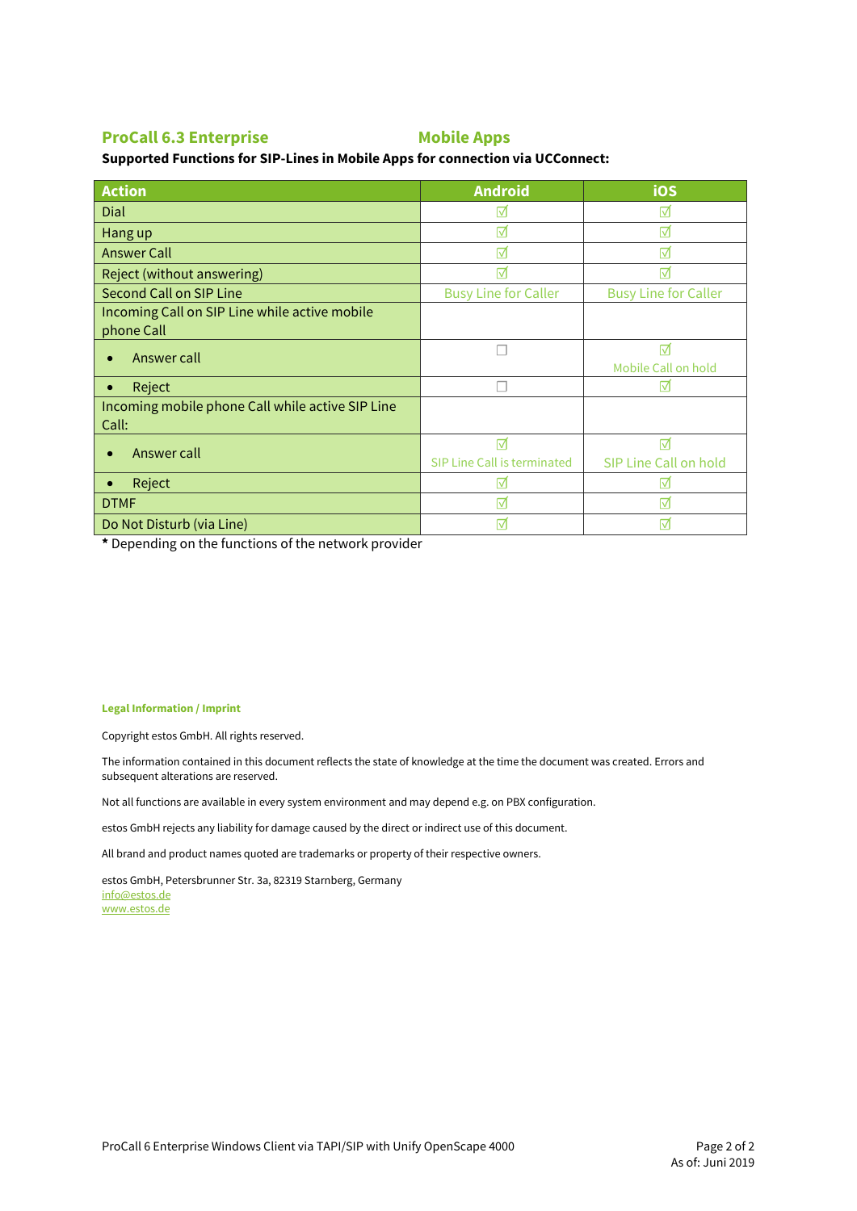## ProCall 6.3 Enterprise Mobile Apps

**Supported Functions for SIP-Lines in Mobile Apps for connection via UCConnect:**

| Action | Android | iOS |
|---|---|---|
| Dial | ☑ | ☑ |
| Hang up | ☑ | ☑ |
| Answer Call | ☑ | ☑ |
| Reject (without answering) | ☑ | ☑ |
| Second Call on SIP Line | Busy Line for Caller | Busy Line for Caller |
| Incoming Call on SIP Line while active mobile phone Call | | |
| • Answer call | ☐ | ☑ Mobile Call on hold |
| • Reject | ☐ | ☑ |
| Incoming mobile phone Call while active SIP Line Call: | | |
| • Answer call | ☑ SIP Line Call is terminated | ☑ SIP Line Call on hold |
| • Reject | ☑ | ☑ |
| DTMF | ☑ | ☑ |
| Do Not Disturb (via Line) | ☑ | ☑ |

**\*** Depending on the functions of the network provider

**Legal Information / Imprint**

Copyright estos GmbH. All rights reserved.

The information contained in this document reflects the state of knowledge at the time the document was created. Errors and subsequent alterations are reserved.

Not all functions are available in every system environment and may depend e.g. on PBX configuration.

estos GmbH rejects any liability for damage caused by the direct or indirect use of this document.

All brand and product names quoted are trademarks or property of their respective owners.

estos GmbH, Petersbrunner Str. 3a, 82319 Starnberg, Germany
info@estos.de
www.estos.de